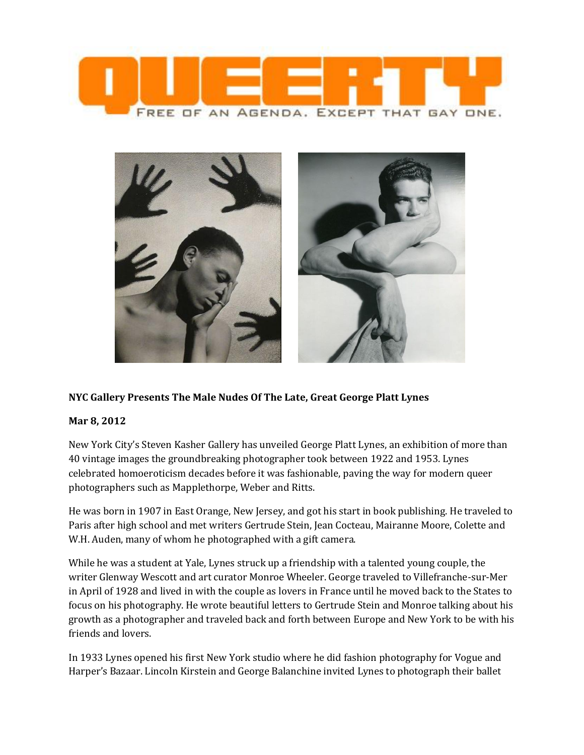# QUEERTY

FREE OF AN AGENDA. EXCEPT THAT GAY ONE.

**NYC Gallery Presents The Male Nudes Of The Late, Great George Platt Lynes**

**Mar 8, 2012**

New York City's Steven Kasher Gallery has unveiled George Platt Lynes, an exhibition of more than 40 vintage images the groundbreaking photographer took between 1922 and 1953. Lynes celebrated homoeroticism decades before it was fashionable, paving the way for modern queer photographers such as Mapplethorpe, Weber and Ritts.

He was born in 1907 in East Orange, New Jersey, and got his start in book publishing. He traveled to Paris after high school and met writers Gertrude Stein, Jean Cocteau, Mairanne Moore, Colette and W.H. Auden, many of whom he photographed with a gift camera.

While he was a student at Yale, Lynes struck up a friendship with a talented young couple, the writer Glenway Wescott and art curator Monroe Wheeler. George traveled to Villefranche-sur-Mer in April of 1928 and lived in with the couple as lovers in France until he moved back to the States to focus on his photography. He wrote beautiful letters to Gertrude Stein and Monroe talking about his growth as a photographer and traveled back and forth between Europe and New York to be with his friends and lovers.

In 1933 Lynes opened his first New York studio where he did fashion photography for Vogue and Harper's Bazaar. Lincoln Kirstein and George Balanchine invited Lynes to photograph their ballet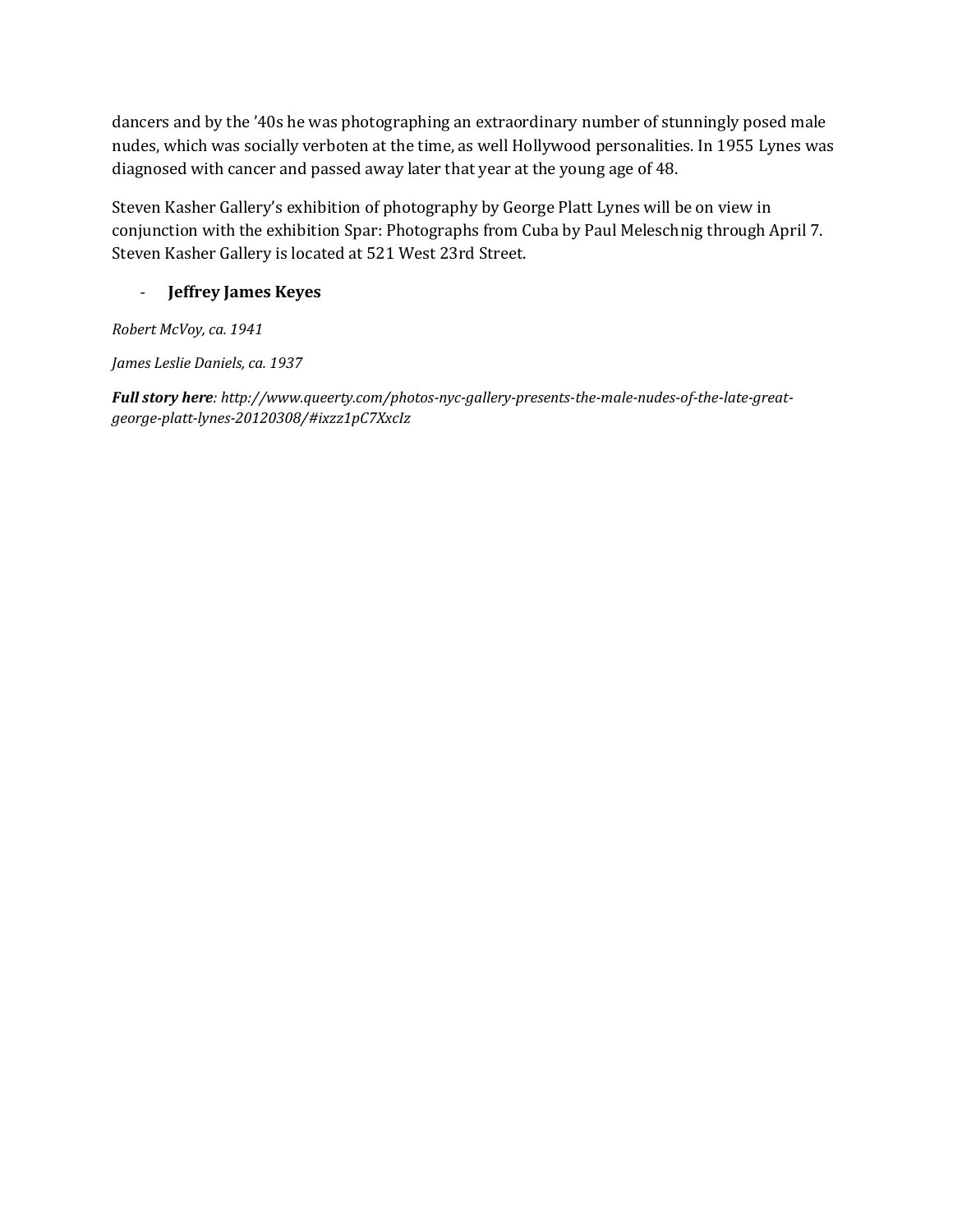dancers and by the '40s he was photographing an extraordinary number of stunningly posed male nudes, which was socially verboten at the time, as well Hollywood personalities. In 1955 Lynes was diagnosed with cancer and passed away later that year at the young age of 48.

Steven Kasher Gallery's exhibition of photography by George Platt Lynes will be on view in conjunction with the exhibition Spar: Photographs from Cuba by Paul Meleschnig through April 7. Steven Kasher Gallery is located at 521 West 23rd Street.

- **Jeffrey James Keyes**

*Robert McVoy, ca. 1941*

*James Leslie Daniels, ca. 1937*

***Full story here**: http://www.queerty.com/photos-nyc-gallery-presents-the-male-nudes-of-the-late-great-george-platt-lynes-20120308/#ixzz1pC7XxcIz*